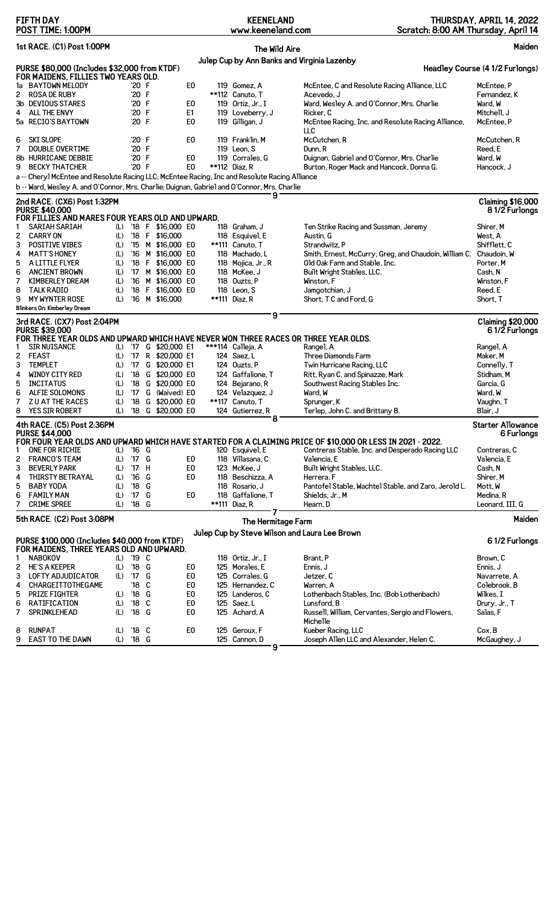FIFTH DAY — KEENELAND — THURSDAY, APRIL 14, 2022
POST TIME: 1:00PM — www.keeneland.com — Scratch: 8:00 AM Thursday, April 14

## 1st RACE. (C1) Post 1:00PM

**The Wild Aire** — **Maiden**

**Julep Cup by Ann Banks and Virginia Lazenby**

**PURSE $80,000 (Includes $32,000 from KTDF)** — **Headley Course (4 1/2 Furlongs)**

**FOR MAIDENS, FILLIES TWO YEARS OLD.**

| # | Horse | | Yr | Sex | | | Wt | Jockey | Owner | Trainer |
|---|---|---|---|---|---|---|---|---|---|---|
| 1a | BAYTOWN MELODY | | '20 | F | | E0 | 119 | Gomez, A | McEntee, C and Resolute Racing Alliance, LLC | McEntee, P |
| 2 | ROSA DE RUBY | | '20 | F | | | **112 | Canuto, T | Acevedo, J | Fernandez, K |
| 3b | DEVIOUS STARES | | '20 | F | | E0 | 119 | Ortiz, Jr., I | Ward, Wesley A. and O'Connor, Mrs. Charlie | Ward, W |
| 4 | ALL THE ENVY | | '20 | F | | E1 | 119 | Loveberry, J | Ricker, C | Mitchell, J |
| 5a | RECIO'S BAYTOWN | | '20 | F | | E0 | 119 | Gilligan, J | McEntee Racing, Inc. and Resolute Racing Alliance, LLC | McEntee, P |
| 6 | SKI SLOPE | | '20 | F | | E0 | 119 | Franklin, M | McCutchen, R | McCutchen, R |
| 7 | DOUBLE OVERTIME | | '20 | F | | | 119 | Leon, S | Dunn, R | Reed, E |
| 8b | HURRICANE DEBBIE | | '20 | F | | E0 | 119 | Corrales, G | Duignan, Gabriel and O'Connor, Mrs. Charlie | Ward, W |
| 9 | BECKY THATCHER | | '20 | F | | E0 | **112 | Diaz, R | Burton, Roger Mack and Hancock, Donna G. | Hancock, J |

a -- Cheryl McEntee and Resolute Racing LLC; McEntee Racing, Inc and Resolute Racing Alliance

b -- Ward, Wesley A. and O'Connor, Mrs. Charlie; Duignan, Gabriel and O'Connor, Mrs. Charlie

9

## 2nd RACE. (CX6) Post 1:32PM

**Claiming $16,000** — **8 1/2 Furlongs**

**PURSE $40,000**

**FOR FILLIES AND MARES FOUR YEARS OLD AND UPWARD.**

| # | Horse | | Yr | Sex | Claim | | Wt | Jockey | Owner | Trainer |
|---|---|---|---|---|---|---|---|---|---|---|
| 1 | SARIAH SARIAH | (L) | '18 | F | $16,000 | E0 | 118 | Graham, J | Ten Strike Racing and Sussman, Jeremy | Shirer, M |
| 2 | CARRY ON | (L) | '18 | F | $16,000 | | 118 | Esquivel, E | Austin, G | West, A |
| 3 | POSITIVE VIBES | (L) | '15 | M | $16,000 | E0 | **111 | Canuto, T | Strandwitz, P | Shifflett, C |
| 4 | MATT'S HONEY | (L) | '16 | M | $16,000 | E0 | 118 | Machado, L | Smith, Ernest, McCurry, Greg, and Chaudoin, William C. | Chaudoin, W |
| 5 | A LITTLE FLYER | (L) | '18 | F | $16,000 | E0 | 118 | Mojica, Jr., R | Old Oak Farm and Stable, Inc. | Porter, M |
| 6 | ANCIENT BROWN | (L) | '17 | M | $16,000 | E0 | 118 | McKee, J | Built Wright Stables, LLC. | Cash, N |
| 7 | KIMBERLEY DREAM | (L) | '16 | M | $16,000 | E0 | 118 | Ouzts, P | Winston, F | Winston, F |
| 8 | TALK RADIO | (L) | '18 | F | $16,000 | E0 | 118 | Leon, S | Jamgotchian, J | Reed, E |
| 9 | MY WYNTER ROSE | (L) | '16 | M | $16,000 | | **111 | Diaz, R | Short, T C and Ford, G | Short, T |

Blinkers On: Kimberley Dream

9

## 3rd RACE. (CX7) Post 2:04PM

**Claiming $20,000** — **6 1/2 Furlongs**

**PURSE $39,000**

**FOR THREE YEAR OLDS AND UPWARD WHICH HAVE NEVER WON THREE RACES OR THREE YEAR OLDS.**

| # | Horse | | Yr | Sex | Claim | | Wt | Jockey | Owner | Trainer |
|---|---|---|---|---|---|---|---|---|---|---|
| 1 | SIR NUISANCE | (L) | '17 | G | $20,000 | E1 | ***114 | Calleja, A | Rangel, A | Rangel, A |
| 2 | FEAST | (L) | '17 | R | $20,000 | E1 | 124 | Saez, L | Three Diamonds Farm | Maker, M |
| 3 | TEMPLET | (L) | '17 | G | $20,000 | E1 | 124 | Ouzts, P | Twin Hurricane Racing, LLC | Connelly, T |
| 4 | WINDY CITY RED | (L) | '18 | G | $20,000 | E0 | 124 | Gaffalione, T | Ritt, Ryan C. and Spinazze, Mark | Stidham, M |
| 5 | INCITATUS | (L) | '18 | G | $20,000 | E0 | 124 | Bejarano, R | Southwest Racing Stables Inc. | Garcia, G |
| 6 | ALFIE SOLOMONS | (L) | '17 | G | (Waived) | E0 | 124 | Velazquez, J | Ward, W | Ward, W |
| 7 | Z U AT THE RACES | (L) | '18 | G | $20,000 | E0 | **117 | Canuto, T | Sprunger, K | Vaughn, T |
| 8 | YES SIR ROBERT | (L) | '18 | G | $20,000 | E0 | 124 | Gutierrez, R | Terlep, John C. and Brittany B. | Blair, J |

8

## 4th RACE. (C5) Post 2:36PM

**Starter Allowance** — **6 Furlongs**

**PURSE $44,000**

**FOR FOUR YEAR OLDS AND UPWARD WHICH HAVE STARTED FOR A CLAIMING PRICE OF $10,000 OR LESS IN 2021 - 2022.**

| # | Horse | | Yr | Sex | | Wt | Jockey | Owner | Trainer |
|---|---|---|---|---|---|---|---|---|---|
| 1 | ONE FOR RICHIE | (L) | '16 | G | | 120 | Esquivel, E | Contreras Stable, Inc. and Desperado Racing LLC | Contreras, C |
| 2 | FRANCO'S TEAM | (L) | '17 | G | E0 | 118 | Villasana, C | Valencia, E | Valencia, E |
| 3 | BEVERLY PARK | (L) | '17 | H | E0 | 123 | McKee, J | Built Wright Stables, LLC. | Cash, N |
| 4 | THIRSTY BETRAYAL | (L) | '16 | G | E0 | 118 | Beschizza, A | Herrera, F | Shirer, M |
| 5 | BABY YODA | (L) | '18 | G | | 118 | Rosario, J | Pantofel Stable, Wachtel Stable, and Zaro, Jerold L. | Mott, W |
| 6 | FAMILY MAN | (L) | '17 | G | E0 | 118 | Gaffalione, T | Shields, Jr., M | Medina, R |
| 7 | CRIME SPREE | (L) | '18 | G | | **111 | Diaz, R | Hearn, D | Leonard, III, G |

7

## 5th RACE. (C2) Post 3:08PM

**The Hermitage Farm** — **Maiden**

**Julep Cup by Steve Wilson and Laura Lee Brown**

**PURSE $100,000 (Includes $40,000 from KTDF)** — **6 1/2 Furlongs**

**FOR MAIDENS, THREE YEARS OLD AND UPWARD.**

| # | Horse | | Yr | Sex | | Wt | Jockey | Owner | Trainer |
|---|---|---|---|---|---|---|---|---|---|
| 1 | NABOKOV | (L) | '19 | C | | 118 | Ortiz, Jr., I | Brant, P | Brown, C |
| 2 | HE'S A KEEPER | (L) | '18 | G | E0 | 125 | Morales, E | Ennis, J | Ennis, J |
| 3 | LOFTY ADJUDICATOR | (L) | '17 | G | E0 | 125 | Corrales, G | Jetzer, C | Navarrete, A |
| 4 | CHARGEITTOTHEGAME | | '18 | C | E0 | 125 | Hernandez, C | Warren, A | Colebrook, B |
| 5 | PRIZE FIGHTER | (L) | '18 | G | E0 | 125 | Landeros, C | Lothenbach Stables, Inc. (Bob Lothenbach) | Wilkes, I |
| 6 | RATIFICATION | (L) | '18 | C | E0 | 125 | Saez, L | Lunsford, B | Drury, Jr., T |
| 7 | SPRINKLEHEAD | (L) | '18 | G | E0 | 125 | Achard, A | Russell, William, Cervantes, Sergio and Flowers, Michelle | Salas, F |
| 8 | RUNPAT | (L) | '18 | C | E0 | 125 | Geroux, F | Kueber Racing, LLC | Cox, B |
| 9 | EAST TO THE DAWN | (L) | '18 | G | | 125 | Cannon, D | Joseph Allen LLC and Alexander, Helen C. | McGaughey, J |

9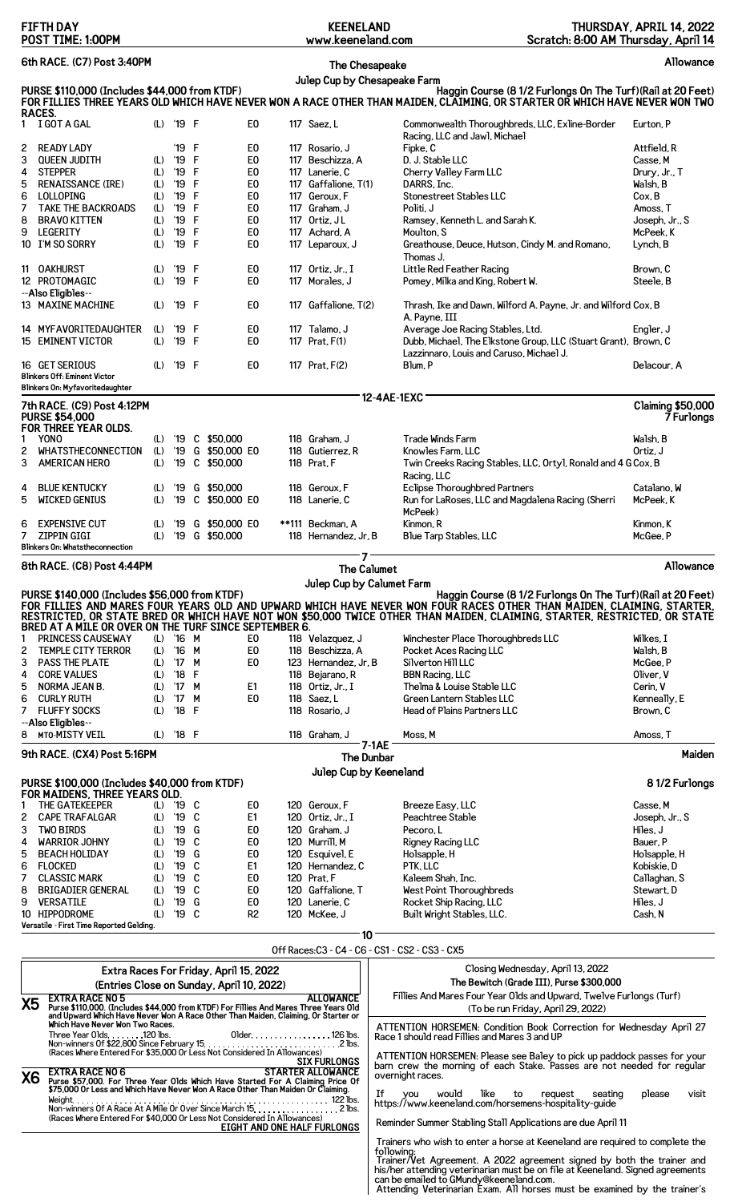**FIFTH DAY** — **KEENELAND** — **THURSDAY, APRIL 14, 2022**
**POST TIME: 1:00PM** — www.keeneland.com — Scratch: 8:00 AM Thursday, April 14

## 6th RACE. (C7) Post 3:40PM — The Chesapeake — Allowance

**Julep Cup by Chesapeake Farm**

**PURSE $110,000 (Includes $44,000 from KTDF)** — **Haggin Course (8 1/2 Furlongs On The Turf)(Rail at 20 Feet)**

**FOR FILLIES THREE YEARS OLD WHICH HAVE NEVER WON A RACE OTHER THAN MAIDEN, CLAIMING, OR STARTER OR WHICH HAVE NEVER WON TWO RACES.**

| # | Horse | | Year | Sex | | Rec | Wt | Jockey | Owner | Trainer |
|---|---|---|---|---|---|---|---|---|---|---|
| 1 | I GOT A GAL | (L) | '19 | F | | E0 | 117 | Saez, L | Commonwealth Thoroughbreds, LLC, Exline-Border Racing, LLC and Jawl, Michael | Eurton, P |
| 2 | READY LADY | | '19 | F | | E0 | 117 | Rosario, J | Fipke, C | Attfield, R |
| 3 | QUEEN JUDITH | (L) | '19 | F | | E0 | 117 | Beschizza, A | D. J. Stable LLC | Casse, M |
| 4 | STEPPER | (L) | '19 | F | | E0 | 117 | Lanerie, C | Cherry Valley Farm LLC | Drury, Jr., T |
| 5 | RENAISSANCE (IRE) | (L) | '19 | F | | E0 | 117 | Gaffalione, T(1) | DARRS, Inc. | Walsh, B |
| 6 | LOLLOPING | (L) | '19 | F | | E0 | 117 | Geroux, F | Stonestreet Stables LLC | Cox, B |
| 7 | TAKE THE BACKROADS | (L) | '19 | F | | E0 | 117 | Graham, J | Politi, J | Amoss, T |
| 8 | BRAVO KITTEN | (L) | '19 | F | | E0 | 117 | Ortiz, J L | Ramsey, Kenneth L. and Sarah K. | Joseph, Jr., S |
| 9 | LEGERITY | (L) | '19 | F | | E0 | 117 | Achard, A | Moulton, S | McPeek, K |
| 10 | I'M SO SORRY | (L) | '19 | F | | E0 | 117 | Leparoux, J | Greathouse, Deuce, Hutson, Cindy M. and Romano, Thomas J. | Lynch, B |
| 11 | OAKHURST | (L) | '19 | F | | E0 | 117 | Ortiz, Jr., I | Little Red Feather Racing | Brown, C |
| 12 | PROTOMAGIC | (L) | '19 | F | | E0 | 117 | Morales, J | Pomey, Milka and King, Robert W. | Steele, B |
| | --Also Eligibles-- | | | | | | | | | |
| 13 | MAXINE MACHINE | (L) | '19 | F | | E0 | 117 | Gaffalione, T(2) | Thrash, Ike and Dawn, Wilford A. Payne, Jr. and Wilford A. Payne, III | Cox, B |
| 14 | MYFAVORITEDAUGHTER | (L) | '19 | F | | E0 | 117 | Talamo, J | Average Joe Racing Stables, Ltd. | Engler, J |
| 15 | EMINENT VICTOR | (L) | '19 | F | | E0 | 117 | Prat, F(1) | Dubb, Michael, The Elkstone Group, LLC (Stuart Grant), Lazzinnaro, Louis and Caruso, Michael J. | Brown, C |
| 16 | GET SERIOUS | (L) | '19 | F | | E0 | 117 | Prat, F(2) | Blum, P | Delacour, A |

Blinkers Off: Eminent Victor
Blinkers On: Myfavoritedaughter

12-4AE-1EXC

## 7th RACE. (C9) Post 4:12PM — Claiming $50,000

**PURSE $54,000** — **7 Furlongs**

**FOR THREE YEAR OLDS.**

| # | Horse | | Year | Sex | Claim | Rec | Wt | Jockey | Owner | Trainer |
|---|---|---|---|---|---|---|---|---|---|---|
| 1 | YONO | (L) | '19 | C | $50,000 | | 118 | Graham, J | Trade Winds Farm | Walsh, B |
| 2 | WHATSTHECONNECTION | (L) | '19 | G | $50,000 | E0 | 118 | Gutierrez, R | Knowles Farm, LLC | Ortiz, J |
| 3 | AMERICAN HERO | (L) | '19 | C | $50,000 | | 118 | Prat, F | Twin Creeks Racing Stables, LLC, Ortyl, Ronald and 4 G Racing, LLC | Cox, B |
| 4 | BLUE KENTUCKY | (L) | '19 | G | $50,000 | | 118 | Geroux, F | Eclipse Thoroughbred Partners | Catalano, W |
| 5 | WICKED GENIUS | (L) | '19 | C | $50,000 | E0 | 118 | Lanerie, C | Run for LaRoses, LLC and Magdalena Racing (Sherri McPeek) | McPeek, K |
| 6 | EXPENSIVE CUT | (L) | '19 | G | $50,000 | E0 | **111 | Beckman, A | Kinmon, R | Kinmon, K |
| 7 | ZIPPIN GIGI | (L) | '19 | G | $50,000 | | 118 | Hernandez, Jr, B | Blue Tarp Stables, LLC | McGee, P |

Blinkers On: Whatstheconnection

7

## 8th RACE. (C8) Post 4:44PM — The Calumet — Allowance

**Julep Cup by Calumet Farm**

**PURSE $140,000 (Includes $56,000 from KTDF)** — **Haggin Course (8 1/2 Furlongs On The Turf)(Rail at 20 Feet)**

**FOR FILLIES AND MARES FOUR YEARS OLD AND UPWARD WHICH HAVE NEVER WON FOUR RACES OTHER THAN MAIDEN, CLAIMING, STARTER, RESTRICTED, OR STATE BRED OR WHICH HAVE NOT WON $50,000 TWICE OTHER THAN MAIDEN, CLAIMING, STARTER, RESTRICTED, OR STATE BRED AT A MILE OR OVER ON THE TURF SINCE SEPTEMBER 6.**

| # | Horse | | Year | Sex | | Rec | Wt | Jockey | Owner | Trainer |
|---|---|---|---|---|---|---|---|---|---|---|
| 1 | PRINCESS CAUSEWAY | (L) | '16 | M | | E0 | 118 | Velazquez, J | Winchester Place Thoroughbreds LLC | Wilkes, I |
| 2 | TEMPLE CITY TERROR | (L) | '16 | M | | E0 | 118 | Beschizza, A | Pocket Aces Racing LLC | Walsh, B |
| 3 | PASS THE PLATE | (L) | '17 | M | | E0 | 123 | Hernandez, Jr, B | Silverton Hill LLC | McGee, P |
| 4 | CORE VALUES | (L) | '18 | F | | | 118 | Bejarano, R | BBN Racing, LLC | Oliver, V |
| 5 | NORMA JEAN B. | (L) | '17 | M | | E1 | 118 | Ortiz, Jr., I | Thelma & Louise Stable LLC | Cerin, V |
| 6 | CURLY RUTH | (L) | '17 | M | | E0 | 118 | Saez, L | Green Lantern Stables LLC | Kenneally, E |
| 7 | FLUFFY SOCKS | (L) | '18 | F | | | 118 | Rosario, J | Head of Plains Partners LLC | Brown, C |
| | --Also Eligibles-- | | | | | | | | | |
| 8 | MTO-MISTY VEIL | (L) | '18 | F | | | 118 | Graham, J | Moss, M | Amoss, T |

7-1AE

## 9th RACE. (CX4) Post 5:16PM — The Dunbar — Maiden

**Julep Cup by Keeneland**

**PURSE $100,000 (Includes $40,000 from KTDF)** — **8 1/2 Furlongs**

**FOR MAIDENS, THREE YEARS OLD.**

| # | Horse | | Year | Sex | | Rec | Wt | Jockey | Owner | Trainer |
|---|---|---|---|---|---|---|---|---|---|---|
| 1 | THE GATEKEEPER | (L) | '19 | C | | E0 | 120 | Geroux, F | Breeze Easy, LLC | Casse, M |
| 2 | CAPE TRAFALGAR | (L) | '19 | C | | E1 | 120 | Ortiz, Jr., I | Peachtree Stable | Joseph, Jr., S |
| 3 | TWO BIRDS | (L) | '19 | G | | E0 | 120 | Graham, J | Pecoro, L | Hiles, J |
| 4 | WARRIOR JOHNY | (L) | '19 | C | | E0 | 120 | Murrill, M | Rigney Racing LLC | Bauer, P |
| 5 | BEACH HOLIDAY | (L) | '19 | G | | E0 | 120 | Esquivel, E | Holsapple, H | Holsapple, H |
| 6 | FLOCKED | (L) | '19 | C | | E1 | 120 | Hernandez, C | PTK, LLC | Kobiskie, D |
| 7 | CLASSIC MARK | (L) | '19 | C | | E0 | 120 | Prat, F | Kaleem Shah, Inc. | Callaghan, S |
| 8 | BRIGADIER GENERAL | (L) | '19 | C | | E0 | 120 | Gaffalione, T | West Point Thoroughbreds | Stewart, D |
| 9 | VERSATILE | (L) | '19 | G | | E0 | 120 | Lanerie, C | Rocket Ship Racing, LLC | Hiles, J |
| 10 | HIPPODROME | (L) | '19 | C | | R2 | 120 | McKee, J | Built Wright Stables, LLC. | Cash, N |

Versatile - First Time Reported Gelding.

10

Off Races:C3 - C4 - C6 - CS1 - CS2 - CS3 - CX5

### Extra Races For Friday, April 15, 2022
### (Entries Close on Sunday, April 10, 2022)

**X5** **EXTRA RACE NO 5** — **ALLOWANCE**
Purse $110,000. (Includes $44,000 from KTDF) For Fillies And Mares Three Years Old and Upward Which Have Never Won A Race Other Than Maiden, Claiming, Or Starter or Which Have Never Won Two Races.
Three Year Olds. . . . . . . . 120 lbs. Older. . . . . . . . . . . . . . . . 126 lbs.
Non-winners Of $22,800 Since February 15. . . . . . . . . . . . . . . . . . . . . . . . . . . 2 lbs.
(Races Where Entered For $35,000 Or Less Not Considered In Allowances)
**SIX FURLONGS**

**X6** **EXTRA RACE NO 6** — **STARTER ALLOWANCE**
Purse $57,000. For Three Year Olds Which Have Started For A Claiming Price Of $75,000 Or Less and Which Have Never Won A Race Other Than Maiden Or Claiming.
Weight. . . . . . . . . . . . . . . . . . . . . . . . . . . . . . . . . . . . . . . . . . . . . 122 lbs.
Non-winners Of A Race At A Mile Or Over Since March 15. . . . . . . . . . . . . . . . . . 2 lbs.
(Races Where Entered For $40,000 Or Less Not Considered In Allowances)
**EIGHT AND ONE HALF FURLONGS**

Closing Wednesday, April 13, 2022
**The Bewitch (Grade III), Purse $300,000**
Fillies And Mares Four Year Olds and Upward, Twelve Furlongs (Turf)
(To be run Friday, April 29, 2022)

ATTENTION HORSEMEN: Condition Book Correction for Wednesday April 27 Race 1 should read Fillies and Mares 3 and UP

ATTENTION HORSEMEN: Please see Baley to pick up paddock passes for your barn crew the morning of each Stake. Passes are not needed for regular overnight races.

If you would like to request seating please visit https://www.keeneland.com/horsemens-hospitality-guide

Reminder Summer Stabling Stall Applications are due April 11

Trainers who wish to enter a horse at Keeneland are required to complete the following:
Trainer/Vet Agreement. A 2022 agreement signed by both the trainer and his/her attending veterinarian must be on file at Keeneland. Signed agreements can be emailed to GMundy@keeneland.com.
Attending Veterinarian Exam. All horses must be examined by the trainer's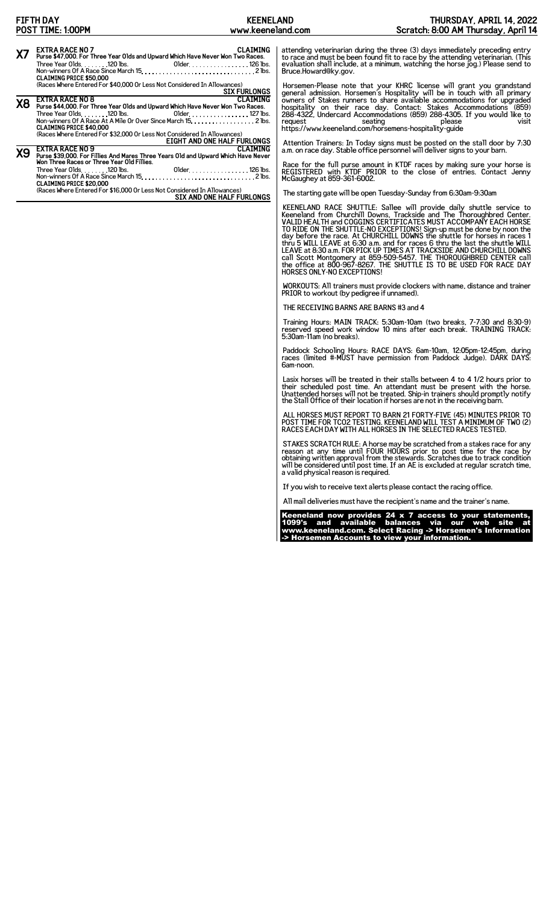## X7 EXTRA RACE NO 7 — CLAIMING

**Purse $47,000. For Three Year Olds and Upward Which Have Never Won Two Races.**

Three Year Olds. . . . . . . .120 lbs. Older. . . . . . . . . . . . . . . . . 126 lbs.
Non-winners Of A Race Since March 15. . . . . . . . . . . . . . . . . . . . . . . . . . . . . . . 2 lbs.
**CLAIMING PRICE $50,000**
(Races Where Entered For $40,000 Or Less Not Considered In Allowances)

**SIX FURLONGS**

## X8 EXTRA RACE NO 8 — CLAIMING

**Purse $44,000. For Three Year Olds and Upward Which Have Never Won Two Races.**

Three Year Olds. . . . . . . .120 lbs. Older. . . . . . . . . . . . . . . . . 127 lbs.
Non-winners Of A Race At A Mile Or Over Since March 15. . . . . . . . . . . . . . . . . . 2 lbs.
**CLAIMING PRICE $40,000**
(Races Where Entered For $32,000 Or Less Not Considered In Allowances)

**EIGHT AND ONE HALF FURLONGS**

## X9 EXTRA RACE NO 9 — CLAIMING

**Purse $39,000. For Fillies And Mares Three Years Old and Upward Which Have Never Won Three Races or Three Year Old Fillies.**

Three Year Olds. . . . . . . .120 lbs. Older. . . . . . . . . . . . . . . . . 126 lbs.
Non-winners Of A Race Since March 15. . . . . . . . . . . . . . . . . . . . . . . . . . . . . . . 2 lbs.
**CLAIMING PRICE $20,000**
(Races Where Entered For $16,000 Or Less Not Considered In Allowances)

**SIX AND ONE HALF FURLONGS**

---

attending veterinarian during the three (3) days immediately preceding entry to race and must be been found fit to race by the attending veterinarian. (This evaluation shall include, at a minimum, watching the horse jog.) Please send to Bruce.Howard@ky.gov.

Horsemen-Please note that your KHRC license will grant you grandstand general admission. Horsemen's Hospitality will be in touch with all primary owners of Stakes runners to share available accommodations for upgraded hospitality on their race day. Contact: Stakes Accommodations (859) 288-4322, Undercard Accommodations (859) 288-4305. If you would like to request seating please visit https://www.keeneland.com/horsemens-hospitality-guide

Attention Trainers: In Today signs must be posted on the stall door by 7:30 a.m. on race day. Stable office personnel will deliver signs to your barn.

Race for the full purse amount in KTDF races by making sure your horse is REGISTERED with KTDF PRIOR to the close of entries. Contact Jenny McGaughey at 859-361-6002.

The starting gate will be open Tuesday-Sunday from 6:30am-9:30am

KEENELAND RACE SHUTTLE: Sallee will provide daily shuttle service to Keeneland from Churchill Downs, Trackside and The Thoroughbred Center. VALID HEALTH and COGGINS CERTIFICATES MUST ACCOMPANY EACH HORSE TO RIDE ON THE SHUTTLE-NO EXCEPTIONS! Sign-up must be done by noon the day before the race. At CHURCHILL DOWNS the shuttle for horses in races 1 thru 5 WILL LEAVE at 6:30 a.m. and for races 6 thru the last the shuttle WILL LEAVE at 8:30 a.m. FOR PICK UP TIMES AT TRACKSIDE AND CHURCHILL DOWNS call Scott Montgomery at 859-509-5457. THE THOROUGHBRED CENTER call the office at 800-967-8267. THE SHUTTLE IS TO BE USED FOR RACE DAY HORSES ONLY-NO EXCEPTIONS!

WORKOUTS: All trainers must provide clockers with name, distance and trainer PRIOR to workout (by pedigree if unnamed).

THE RECEIVING BARNS ARE BARNS #3 and 4

Training Hours: MAIN TRACK: 5:30am-10am (two breaks, 7-7:30 and 8:30-9) reserved speed work window 10 mins after each break. TRAINING TRACK: 5:30am-11am (no breaks).

Paddock Schooling Hours: RACE DAYS: 6am-10am, 12:05pm-12:45pm, during races (limited #-MUST have permission from Paddock Judge). DARK DAYS: 6am-noon.

Lasix horses will be treated in their stalls between 4 to 4 1/2 hours prior to their scheduled post time. An attendant must be present with the horse. Unattended horses will not be treated. Ship-in trainers should promptly notify the Stall Office of their location if horses are not in the receiving barn.

ALL HORSES MUST REPORT TO BARN 21 FORTY-FIVE (45) MINUTES PRIOR TO POST TIME FOR TCO2 TESTING. KEENELAND WILL TEST A MINIMUM OF TWO (2) RACES EACH DAY WITH ALL HORSES IN THE SELECTED RACES TESTED.

STAKES SCRATCH RULE: A horse may be scratched from a stakes race for any reason at any time until FOUR HOURS prior to post time for the race by obtaining written approval from the stewards. Scratches due to track condition will be considered until post time. If an AE is excluded at regular scratch time, a valid physical reason is required.

If you wish to receive text alerts please contact the racing office.

All mail deliveries must have the recipient's name and the trainer's name.

**Keeneland now provides 24 x 7 access to your statements, 1099's and available balances via our web site at www.keeneland.com. Select Racing -> Horsemen's Information -> Horsemen Accounts to view your information.**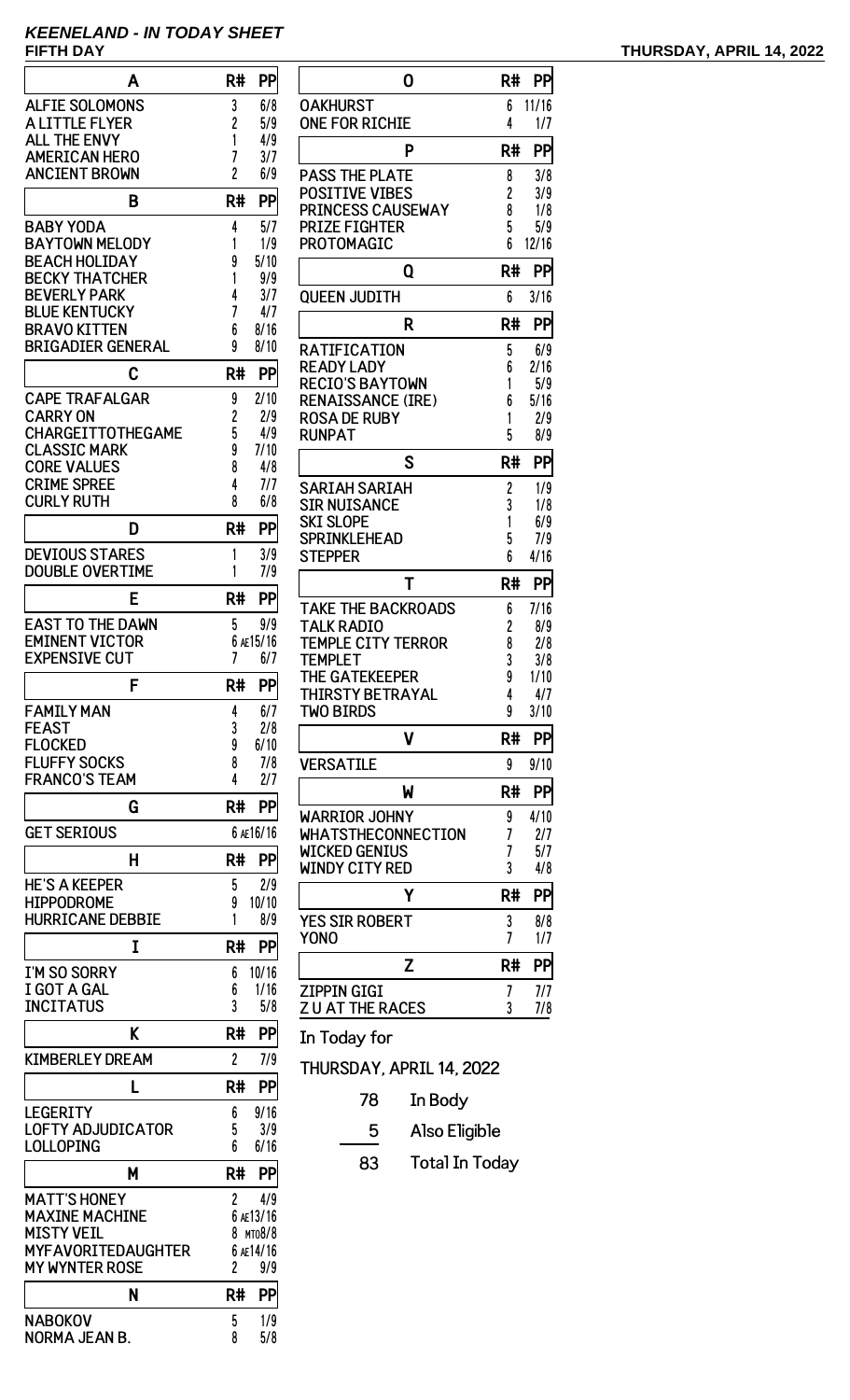## KEENELAND - IN TODAY SHEET

**FIFTH DAY** — **THURSDAY, APRIL 14, 2022**

| A | R# | PP |
|---|---|---|
| ALFIE SOLOMONS | 3 | 6/8 |
| A LITTLE FLYER | 2 | 5/9 |
| ALL THE ENVY | 1 | 4/9 |
| AMERICAN HERO | 7 | 3/7 |
| ANCIENT BROWN | 2 | 6/9 |

| B | R# | PP |
|---|---|---|
| BABY YODA | 4 | 5/7 |
| BAYTOWN MELODY | 1 | 1/9 |
| BEACH HOLIDAY | 9 | 5/10 |
| BECKY THATCHER | 1 | 9/9 |
| BEVERLY PARK | 4 | 3/7 |
| BLUE KENTUCKY | 7 | 4/7 |
| BRAVO KITTEN | 6 | 8/16 |
| BRIGADIER GENERAL | 9 | 8/10 |

| C | R# | PP |
|---|---|---|
| CAPE TRAFALGAR | 9 | 2/10 |
| CARRY ON | 2 | 2/9 |
| CHARGEITTOTHEGAME | 5 | 4/9 |
| CLASSIC MARK | 9 | 7/10 |
| CORE VALUES | 8 | 4/8 |
| CRIME SPREE | 4 | 7/7 |
| CURLY RUTH | 8 | 6/8 |

| D | R# | PP |
|---|---|---|
| DEVIOUS STARES | 1 | 3/9 |
| DOUBLE OVERTIME | 1 | 7/9 |

| E | R# | PP |
|---|---|---|
| EAST TO THE DAWN | 5 | 9/9 |
| EMINENT VICTOR | 6 AE | 15/16 |
| EXPENSIVE CUT | 7 | 6/7 |

| F | R# | PP |
|---|---|---|
| FAMILY MAN | 4 | 6/7 |
| FEAST | 3 | 2/8 |
| FLOCKED | 9 | 6/10 |
| FLUFFY SOCKS | 8 | 7/8 |
| FRANCO'S TEAM | 4 | 2/7 |

| G | R# | PP |
|---|---|---|
| GET SERIOUS | 6 AE | 16/16 |

| H | R# | PP |
|---|---|---|
| HE'S A KEEPER | 5 | 2/9 |
| HIPPODROME | 9 | 10/10 |
| HURRICANE DEBBIE | 1 | 8/9 |

| I | R# | PP |
|---|---|---|
| I'M SO SORRY | 6 | 10/16 |
| I GOT A GAL | 6 | 1/16 |
| INCITATUS | 3 | 5/8 |

| K | R# | PP |
|---|---|---|
| KIMBERLEY DREAM | 2 | 7/9 |

| L | R# | PP |
|---|---|---|
| LEGERITY | 6 | 9/16 |
| LOFTY ADJUDICATOR | 5 | 3/9 |
| LOLLOPING | 6 | 6/16 |

| M | R# | PP |
|---|---|---|
| MATT'S HONEY | 2 | 4/9 |
| MAXINE MACHINE | 6 AE | 13/16 |
| MISTY VEIL | 8 MTO | 8/8 |
| MYFAVORITEDAUGHTER | 6 AE | 14/16 |
| MY WYNTER ROSE | 2 | 9/9 |

| N | R# | PP |
|---|---|---|
| NABOKOV | 5 | 1/9 |
| NORMA JEAN B. | 8 | 5/8 |

| O | R# | PP |
|---|---|---|
| OAKHURST | 6 | 11/16 |
| ONE FOR RICHIE | 4 | 1/7 |

| P | R# | PP |
|---|---|---|
| PASS THE PLATE | 8 | 3/8 |
| POSITIVE VIBES | 2 | 3/9 |
| PRINCESS CAUSEWAY | 8 | 1/8 |
| PRIZE FIGHTER | 5 | 5/9 |
| PROTOMAGIC | 6 | 12/16 |

| Q | R# | PP |
|---|---|---|
| QUEEN JUDITH | 6 | 3/16 |

| R | R# | PP |
|---|---|---|
| RATIFICATION | 5 | 6/9 |
| READY LADY | 6 | 2/16 |
| RECIO'S BAYTOWN | 1 | 5/9 |
| RENAISSANCE (IRE) | 6 | 5/16 |
| ROSA DE RUBY | 1 | 2/9 |
| RUNPAT | 5 | 8/9 |

| S | R# | PP |
|---|---|---|
| SARIAH SARIAH | 2 | 1/9 |
| SIR NUISANCE | 3 | 1/8 |
| SKI SLOPE | 1 | 6/9 |
| SPRINKLEHEAD | 5 | 7/9 |
| STEPPER | 6 | 4/16 |

| T | R# | PP |
|---|---|---|
| TAKE THE BACKROADS | 6 | 7/16 |
| TALK RADIO | 2 | 8/9 |
| TEMPLE CITY TERROR | 8 | 2/8 |
| TEMPLET | 3 | 3/8 |
| THE GATEKEEPER | 9 | 1/10 |
| THIRSTY BETRAYAL | 4 | 4/7 |
| TWO BIRDS | 9 | 3/10 |

| V | R# | PP |
|---|---|---|
| VERSATILE | 9 | 9/10 |

| W | R# | PP |
|---|---|---|
| WARRIOR JOHNY | 9 | 4/10 |
| WHATSTHECONNECTION | 7 | 2/7 |
| WICKED GENIUS | 7 | 5/7 |
| WINDY CITY RED | 3 | 4/8 |

| Y | R# | PP |
|---|---|---|
| YES SIR ROBERT | 3 | 8/8 |
| YONO | 7 | 1/7 |

| Z | R# | PP |
|---|---|---|
| ZIPPIN GIGI | 7 | 7/7 |
| Z U AT THE RACES | 3 | 7/8 |

In Today for

THURSDAY, APRIL 14, 2022

| | |
|---|---|
| 78 | In Body |
| 5 | Also Eligible |
| 83 | Total In Today |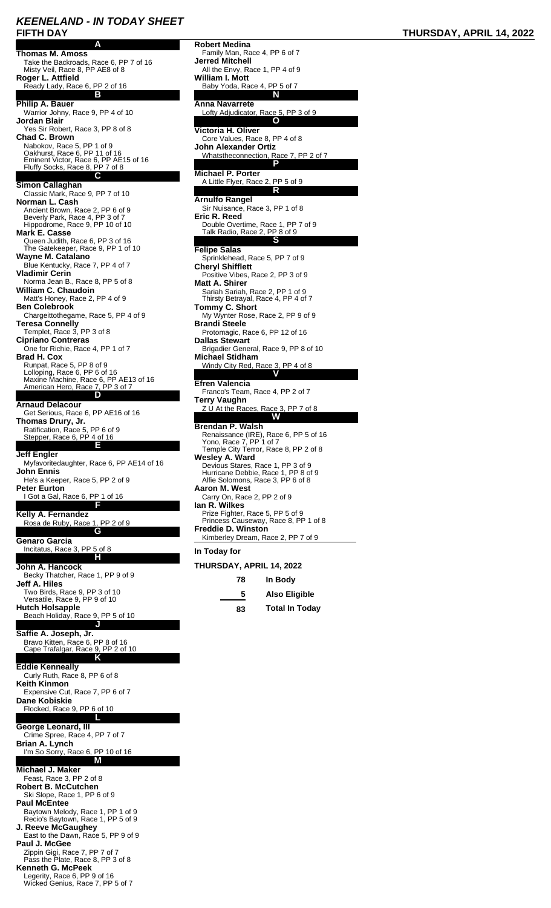# KEENELAND - IN TODAY SHEET

## FIFTH DAY

## THURSDAY, APRIL 14, 2022

### A

**Thomas M. Amoss**
Take the Backroads, Race 6, PP 7 of 16
Misty Veil, Race 8, PP AE8 of 8

**Roger L. Attfield**
Ready Lady, Race 6, PP 2 of 16

### B

**Philip A. Bauer**
Warrior Johny, Race 9, PP 4 of 10

**Jordan Blair**
Yes Sir Robert, Race 3, PP 8 of 8

**Chad C. Brown**
Nabokov, Race 5, PP 1 of 9
Oakhurst, Race 6, PP 11 of 16
Eminent Victor, Race 6, PP AE15 of 16
Fluffy Socks, Race 8, PP 7 of 8

### C

**Simon Callaghan**
Classic Mark, Race 9, PP 7 of 10

**Norman L. Cash**
Ancient Brown, Race 2, PP 6 of 9
Beverly Park, Race 4, PP 3 of 7
Hippodrome, Race 9, PP 10 of 10

**Mark E. Casse**
Queen Judith, Race 6, PP 3 of 16
The Gatekeeper, Race 9, PP 1 of 10

**Wayne M. Catalano**
Blue Kentucky, Race 7, PP 4 of 7

**Vladimir Cerin**
Norma Jean B., Race 8, PP 5 of 8

**William C. Chaudoin**
Matt's Honey, Race 2, PP 4 of 9

**Ben Colebrook**
Chargeittothegame, Race 5, PP 4 of 9

**Teresa Connelly**
Templet, Race 3, PP 3 of 8

**Cipriano Contreras**
One for Richie, Race 4, PP 1 of 7

**Brad H. Cox**
Runpat, Race 5, PP 8 of 9
Lolloping, Race 6, PP 6 of 16
Maxine Machine, Race 6, PP AE13 of 16
American Hero, Race 7, PP 3 of 7

### D

**Arnaud Delacour**
Get Serious, Race 6, PP AE16 of 16

**Thomas Drury, Jr.**
Ratification, Race 5, PP 6 of 9
Stepper, Race 6, PP 4 of 16

### E

**Jeff Engler**
Myfavoritedaughter, Race 6, PP AE14 of 16

**John Ennis**
He's a Keeper, Race 5, PP 2 of 9

**Peter Eurton**
I Got a Gal, Race 6, PP 1 of 16

### F

**Kelly A. Fernandez**
Rosa de Ruby, Race 1, PP 2 of 9

### G

**Genaro Garcia**
Incitatus, Race 3, PP 5 of 8

### H

**John A. Hancock**
Becky Thatcher, Race 1, PP 9 of 9

**Jeff A. Hiles**
Two Birds, Race 9, PP 3 of 10
Versatile, Race 9, PP 9 of 10

**Hutch Holsapple**
Beach Holiday, Race 9, PP 5 of 10

### J

**Saffie A. Joseph, Jr.**
Bravo Kitten, Race 6, PP 8 of 16
Cape Trafalgar, Race 9, PP 2 of 10

### K

**Eddie Kenneally**
Curly Ruth, Race 8, PP 6 of 8

**Keith Kinmon**
Expensive Cut, Race 7, PP 6 of 7

**Dane Kobiskie**
Flocked, Race 9, PP 6 of 10

### L

**George Leonard, III**
Crime Spree, Race 4, PP 7 of 7

**Brian A. Lynch**
I'm So Sorry, Race 6, PP 10 of 16

### M

**Michael J. Maker**
Feast, Race 3, PP 2 of 8

**Robert B. McCutchen**
Ski Slope, Race 1, PP 6 of 9

**Paul McEntee**
Baytown Melody, Race 1, PP 1 of 9
Recio's Baytown, Race 1, PP 5 of 9

**J. Reeve McGaughey**
East to the Dawn, Race 5, PP 9 of 9

**Paul J. McGee**
Zippin Gigi, Race 7, PP 7 of 7
Pass the Plate, Race 8, PP 3 of 8

**Kenneth G. McPeek**
Legerity, Race 6, PP 9 of 16
Wicked Genius, Race 7, PP 5 of 7

**Robert Medina**
Family Man, Race 4, PP 6 of 7

**Jerred Mitchell**
All the Envy, Race 1, PP 4 of 9

**William I. Mott**
Baby Yoda, Race 4, PP 5 of 7

### N

**Anna Navarrete**
Lofty Adjudicator, Race 5, PP 3 of 9

### O

**Victoria H. Oliver**
Core Values, Race 8, PP 4 of 8

**John Alexander Ortiz**
Whatstheconnection, Race 7, PP 2 of 7

### P

**Michael P. Porter**
A Little Flyer, Race 2, PP 5 of 9

### R

**Arnulfo Rangel**
Sir Nuisance, Race 3, PP 1 of 8

**Eric R. Reed**
Double Overtime, Race 1, PP 7 of 9
Talk Radio, Race 2, PP 8 of 9

### S

**Felipe Salas**
Sprinklehead, Race 5, PP 7 of 9

**Cheryl Shifflett**
Positive Vibes, Race 2, PP 3 of 9

**Matt A. Shirer**
Sariah Sariah, Race 2, PP 1 of 9
Thirsty Betrayal, Race 4, PP 4 of 7

**Tommy C. Short**
My Wynter Rose, Race 2, PP 9 of 9

**Brandi Steele**
Protomagic, Race 6, PP 12 of 16

**Dallas Stewart**
Brigadier General, Race 9, PP 8 of 10

**Michael Stidham**
Windy City Red, Race 3, PP 4 of 8

### V

**Efren Valencia**
Franco's Team, Race 4, PP 2 of 7

**Terry Vaughn**
Z U At the Races, Race 3, PP 7 of 8

### W

**Brendan P. Walsh**
Renaissance (IRE), Race 6, PP 5 of 16
Yono, Race 7, PP 1 of 7
Temple City Terror, Race 8, PP 2 of 8

**Wesley A. Ward**
Devious Stares, Race 1, PP 3 of 9
Hurricane Debbie, Race 1, PP 8 of 9
Alfie Solomons, Race 3, PP 6 of 8

**Aaron M. West**
Carry On, Race 2, PP 2 of 9

**Ian R. Wilkes**
Prize Fighter, Race 5, PP 5 of 9
Princess Causeway, Race 8, PP 1 of 8

**Freddie D. Winston**
Kimberley Dream, Race 2, PP 7 of 9

**In Today for**

**THURSDAY, APRIL 14, 2022**

| | |
|---|---|
| 78 | In Body |
| 5 | Also Eligible |
| 83 | Total In Today |